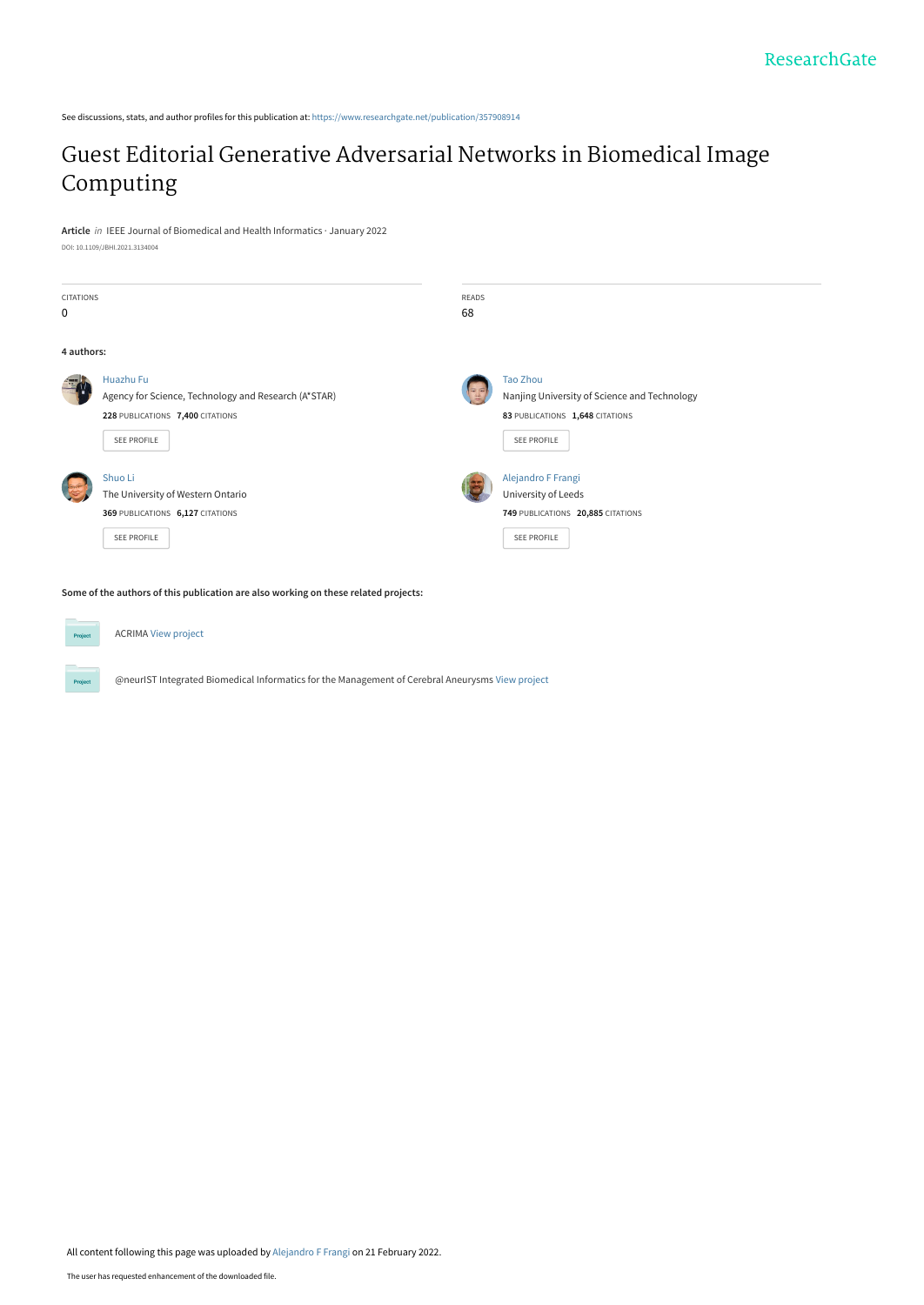See discussions, stats, and author profiles for this publication at: https://www.researchgate.net/publication/357908914

# Guest Editorial Generative Adversarial Networks in Biomedical Image Computing

**Article** *in* IEEE Journal of Biomedical and Health Informatics · January 2022

DOI: 10.1109/JBHI.2021.3134004

CITATIONS
0

READS
68

**4 authors:**

Huazhu Fu
Agency for Science, Technology and Research (A*STAR)
**228** PUBLICATIONS **7,400** CITATIONS
SEE PROFILE

Tao Zhou
Nanjing University of Science and Technology
**83** PUBLICATIONS **1,648** CITATIONS
SEE PROFILE

Shuo Li
The University of Western Ontario
**369** PUBLICATIONS **6,127** CITATIONS
SEE PROFILE

Alejandro F Frangi
University of Leeds
**749** PUBLICATIONS **20,885** CITATIONS
SEE PROFILE

**Some of the authors of this publication are also working on these related projects:**

ACRIMA View project

@neurIST Integrated Biomedical Informatics for the Management of Cerebral Aneurysms View project

All content following this page was uploaded by Alejandro F Frangi on 21 February 2022.

The user has requested enhancement of the downloaded file.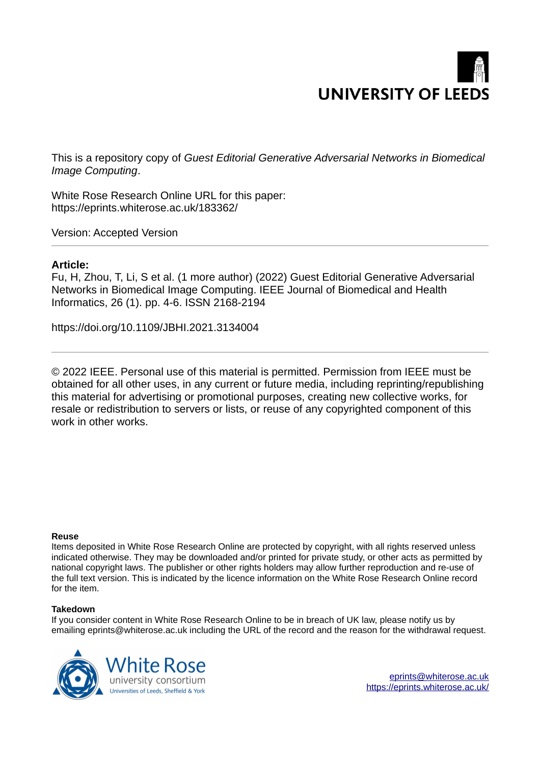This is a repository copy of *Guest Editorial Generative Adversarial Networks in Biomedical Image Computing*.

White Rose Research Online URL for this paper:
https://eprints.whiterose.ac.uk/183362/

Version: Accepted Version

---

**Article:**

Fu, H, Zhou, T, Li, S et al. (1 more author) (2022) Guest Editorial Generative Adversarial Networks in Biomedical Image Computing. IEEE Journal of Biomedical and Health Informatics, 26 (1). pp. 4-6. ISSN 2168-2194

https://doi.org/10.1109/JBHI.2021.3134004

---

© 2022 IEEE. Personal use of this material is permitted. Permission from IEEE must be obtained for all other uses, in any current or future media, including reprinting/republishing this material for advertising or promotional purposes, creating new collective works, for resale or redistribution to servers or lists, or reuse of any copyrighted component of this work in other works.

**Reuse**

Items deposited in White Rose Research Online are protected by copyright, with all rights reserved unless indicated otherwise. They may be downloaded and/or printed for private study, or other acts as permitted by national copyright laws. The publisher or other rights holders may allow further reproduction and re-use of the full text version. This is indicated by the licence information on the White Rose Research Online record for the item.

**Takedown**

If you consider content in White Rose Research Online to be in breach of UK law, please notify us by emailing eprints@whiterose.ac.uk including the URL of the record and the reason for the withdrawal request.

eprints@whiterose.ac.uk
https://eprints.whiterose.ac.uk/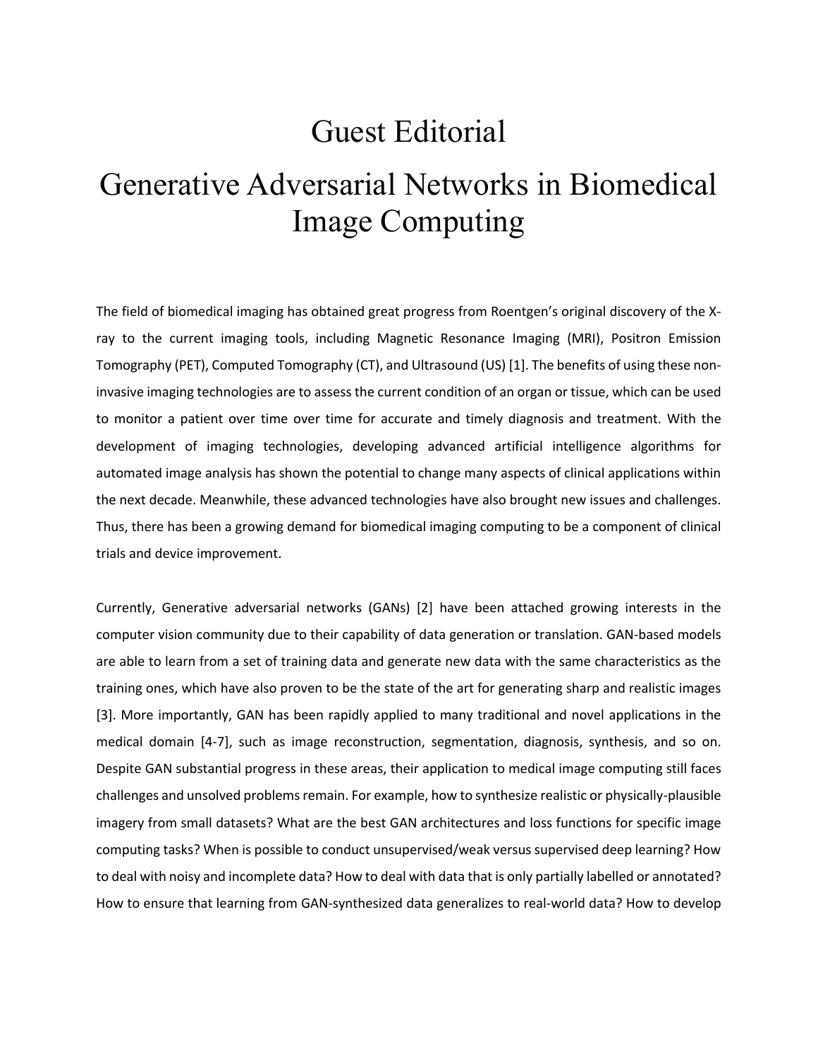# Guest Editorial

# Generative Adversarial Networks in Biomedical Image Computing

The field of biomedical imaging has obtained great progress from Roentgen's original discovery of the X-ray to the current imaging tools, including Magnetic Resonance Imaging (MRI), Positron Emission Tomography (PET), Computed Tomography (CT), and Ultrasound (US) [1]. The benefits of using these non-invasive imaging technologies are to assess the current condition of an organ or tissue, which can be used to monitor a patient over time over time for accurate and timely diagnosis and treatment. With the development of imaging technologies, developing advanced artificial intelligence algorithms for automated image analysis has shown the potential to change many aspects of clinical applications within the next decade. Meanwhile, these advanced technologies have also brought new issues and challenges. Thus, there has been a growing demand for biomedical imaging computing to be a component of clinical trials and device improvement.

Currently, Generative adversarial networks (GANs) [2] have been attached growing interests in the computer vision community due to their capability of data generation or translation. GAN-based models are able to learn from a set of training data and generate new data with the same characteristics as the training ones, which have also proven to be the state of the art for generating sharp and realistic images [3]. More importantly, GAN has been rapidly applied to many traditional and novel applications in the medical domain [4-7], such as image reconstruction, segmentation, diagnosis, synthesis, and so on. Despite GAN substantial progress in these areas, their application to medical image computing still faces challenges and unsolved problems remain. For example, how to synthesize realistic or physically-plausible imagery from small datasets? What are the best GAN architectures and loss functions for specific image computing tasks? When is possible to conduct unsupervised/weak versus supervised deep learning? How to deal with noisy and incomplete data? How to deal with data that is only partially labelled or annotated? How to ensure that learning from GAN-synthesized data generalizes to real-world data? How to develop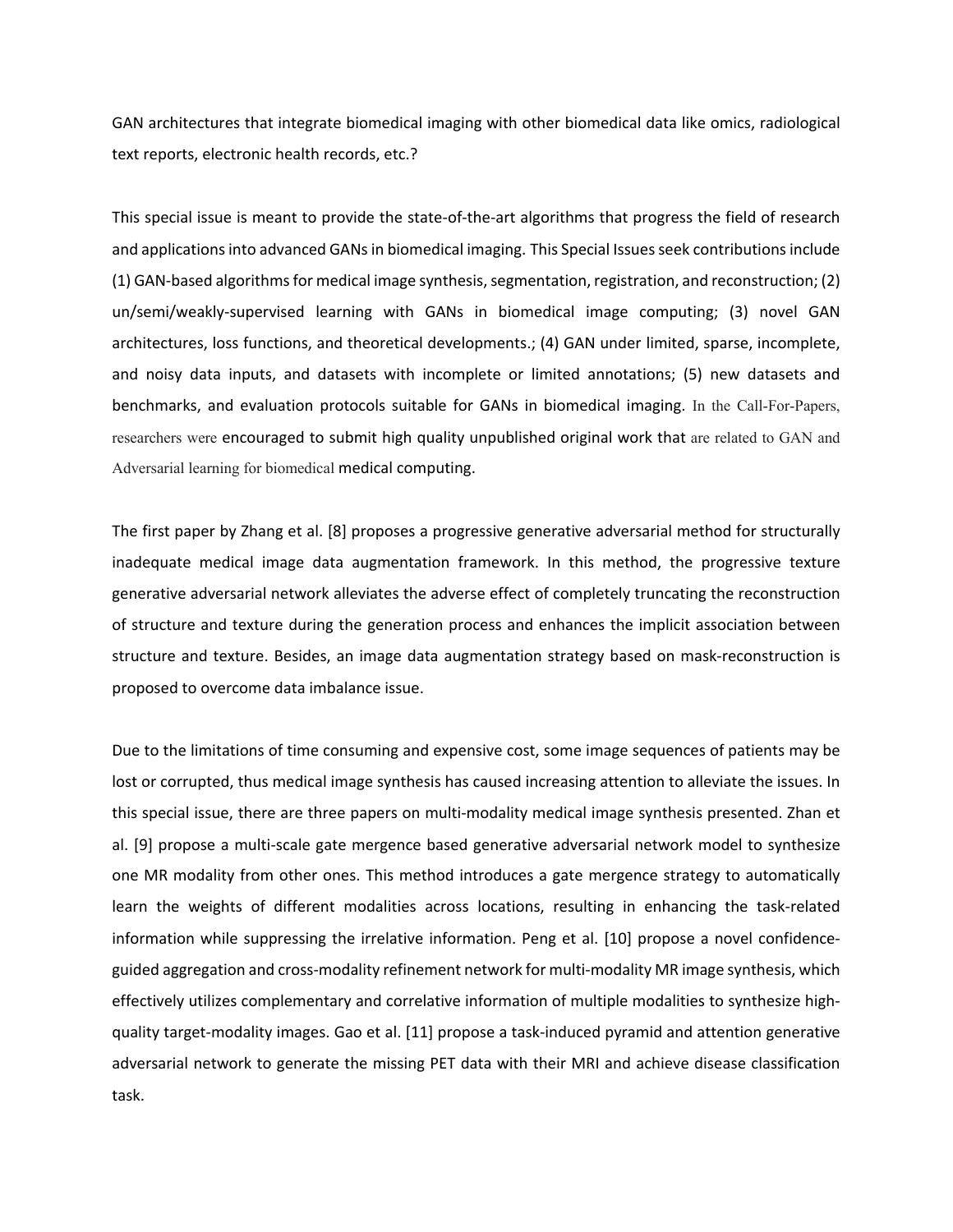GAN architectures that integrate biomedical imaging with other biomedical data like omics, radiological text reports, electronic health records, etc.?

This special issue is meant to provide the state-of-the-art algorithms that progress the field of research and applications into advanced GANs in biomedical imaging. This Special Issues seek contributions include (1) GAN-based algorithms for medical image synthesis, segmentation, registration, and reconstruction; (2) un/semi/weakly-supervised learning with GANs in biomedical image computing; (3) novel GAN architectures, loss functions, and theoretical developments.; (4) GAN under limited, sparse, incomplete, and noisy data inputs, and datasets with incomplete or limited annotations; (5) new datasets and benchmarks, and evaluation protocols suitable for GANs in biomedical imaging. In the Call-For-Papers, researchers were encouraged to submit high quality unpublished original work that are related to GAN and Adversarial learning for biomedical medical computing.

The first paper by Zhang et al. [8] proposes a progressive generative adversarial method for structurally inadequate medical image data augmentation framework. In this method, the progressive texture generative adversarial network alleviates the adverse effect of completely truncating the reconstruction of structure and texture during the generation process and enhances the implicit association between structure and texture. Besides, an image data augmentation strategy based on mask-reconstruction is proposed to overcome data imbalance issue.

Due to the limitations of time consuming and expensive cost, some image sequences of patients may be lost or corrupted, thus medical image synthesis has caused increasing attention to alleviate the issues. In this special issue, there are three papers on multi-modality medical image synthesis presented. Zhan et al. [9] propose a multi-scale gate mergence based generative adversarial network model to synthesize one MR modality from other ones. This method introduces a gate mergence strategy to automatically learn the weights of different modalities across locations, resulting in enhancing the task-related information while suppressing the irrelative information. Peng et al. [10] propose a novel confidence-guided aggregation and cross-modality refinement network for multi-modality MR image synthesis, which effectively utilizes complementary and correlative information of multiple modalities to synthesize high-quality target-modality images. Gao et al. [11] propose a task-induced pyramid and attention generative adversarial network to generate the missing PET data with their MRI and achieve disease classification task.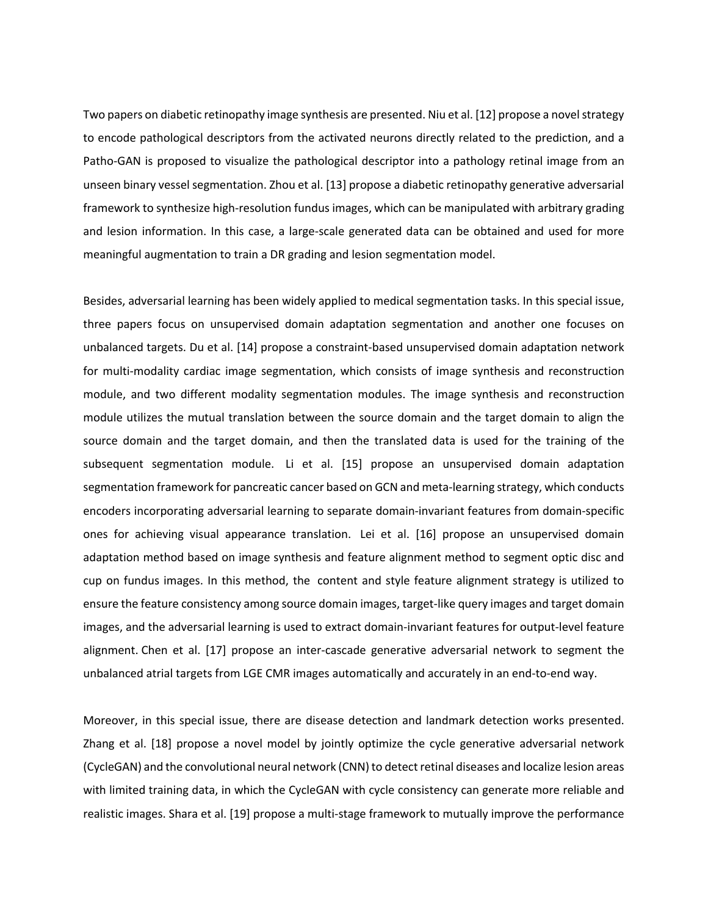Two papers on diabetic retinopathy image synthesis are presented. Niu et al. [12] propose a novel strategy to encode pathological descriptors from the activated neurons directly related to the prediction, and a Patho-GAN is proposed to visualize the pathological descriptor into a pathology retinal image from an unseen binary vessel segmentation. Zhou et al. [13] propose a diabetic retinopathy generative adversarial framework to synthesize high-resolution fundus images, which can be manipulated with arbitrary grading and lesion information. In this case, a large-scale generated data can be obtained and used for more meaningful augmentation to train a DR grading and lesion segmentation model.

Besides, adversarial learning has been widely applied to medical segmentation tasks. In this special issue, three papers focus on unsupervised domain adaptation segmentation and another one focuses on unbalanced targets. Du et al. [14] propose a constraint-based unsupervised domain adaptation network for multi-modality cardiac image segmentation, which consists of image synthesis and reconstruction module, and two different modality segmentation modules. The image synthesis and reconstruction module utilizes the mutual translation between the source domain and the target domain to align the source domain and the target domain, and then the translated data is used for the training of the subsequent segmentation module. Li et al. [15] propose an unsupervised domain adaptation segmentation framework for pancreatic cancer based on GCN and meta-learning strategy, which conducts encoders incorporating adversarial learning to separate domain-invariant features from domain-specific ones for achieving visual appearance translation. Lei et al. [16] propose an unsupervised domain adaptation method based on image synthesis and feature alignment method to segment optic disc and cup on fundus images. In this method, the content and style feature alignment strategy is utilized to ensure the feature consistency among source domain images, target-like query images and target domain images, and the adversarial learning is used to extract domain-invariant features for output-level feature alignment. Chen et al. [17] propose an inter-cascade generative adversarial network to segment the unbalanced atrial targets from LGE CMR images automatically and accurately in an end-to-end way.

Moreover, in this special issue, there are disease detection and landmark detection works presented. Zhang et al. [18] propose a novel model by jointly optimize the cycle generative adversarial network (CycleGAN) and the convolutional neural network (CNN) to detect retinal diseases and localize lesion areas with limited training data, in which the CycleGAN with cycle consistency can generate more reliable and realistic images. Shara et al. [19] propose a multi-stage framework to mutually improve the performance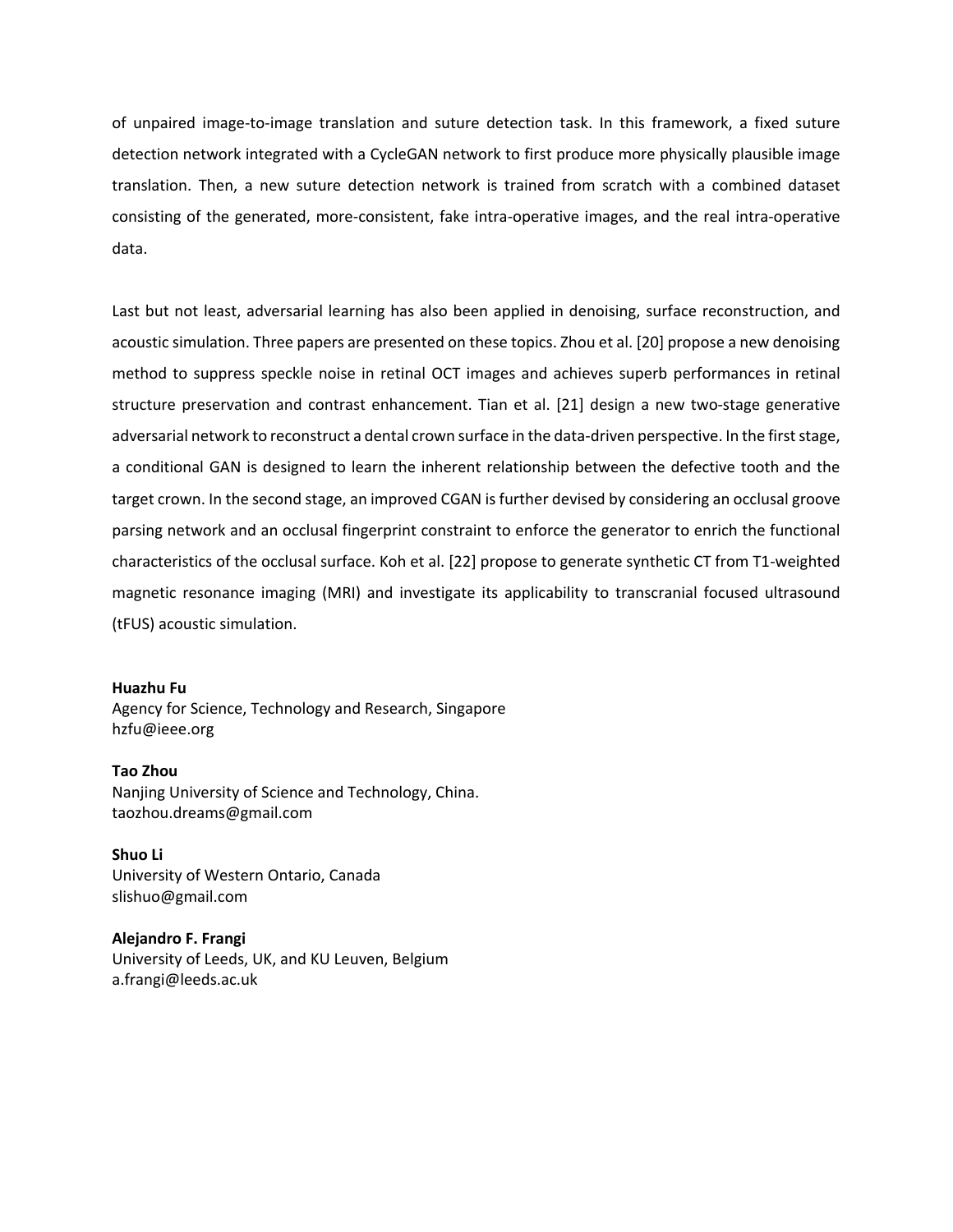of unpaired image-to-image translation and suture detection task. In this framework, a fixed suture detection network integrated with a CycleGAN network to first produce more physically plausible image translation. Then, a new suture detection network is trained from scratch with a combined dataset consisting of the generated, more-consistent, fake intra-operative images, and the real intra-operative data.

Last but not least, adversarial learning has also been applied in denoising, surface reconstruction, and acoustic simulation. Three papers are presented on these topics. Zhou et al. [20] propose a new denoising method to suppress speckle noise in retinal OCT images and achieves superb performances in retinal structure preservation and contrast enhancement. Tian et al. [21] design a new two-stage generative adversarial network to reconstruct a dental crown surface in the data-driven perspective. In the first stage, a conditional GAN is designed to learn the inherent relationship between the defective tooth and the target crown. In the second stage, an improved CGAN is further devised by considering an occlusal groove parsing network and an occlusal fingerprint constraint to enforce the generator to enrich the functional characteristics of the occlusal surface. Koh et al. [22] propose to generate synthetic CT from T1-weighted magnetic resonance imaging (MRI) and investigate its applicability to transcranial focused ultrasound (tFUS) acoustic simulation.

**Huazhu Fu**
Agency for Science, Technology and Research, Singapore
hzfu@ieee.org

**Tao Zhou**
Nanjing University of Science and Technology, China.
taozhou.dreams@gmail.com

**Shuo Li**
University of Western Ontario, Canada
slishuo@gmail.com

**Alejandro F. Frangi**
University of Leeds, UK, and KU Leuven, Belgium
a.frangi@leeds.ac.uk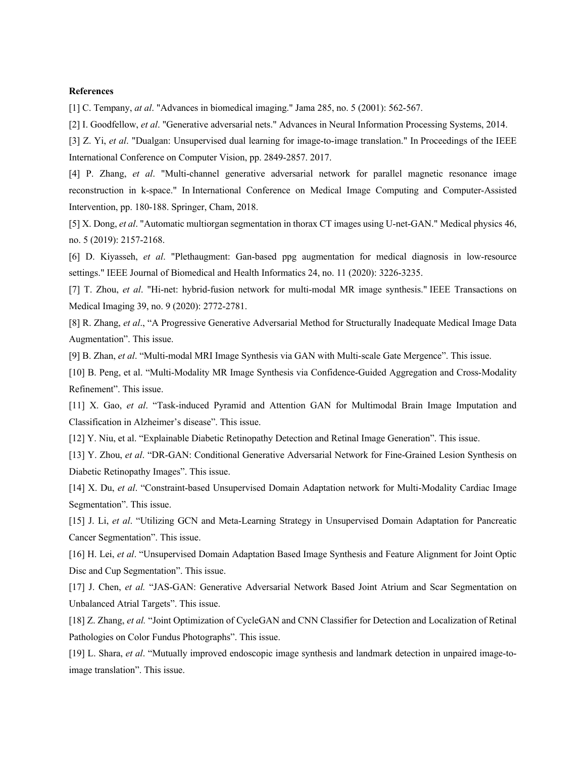**References**

[1] C. Tempany, *at al*. "Advances in biomedical imaging." Jama 285, no. 5 (2001): 562-567.

[2] I. Goodfellow, *et al*. "Generative adversarial nets." Advances in Neural Information Processing Systems, 2014.

[3] Z. Yi, *et al*. "Dualgan: Unsupervised dual learning for image-to-image translation." In Proceedings of the IEEE International Conference on Computer Vision, pp. 2849-2857. 2017.

[4] P. Zhang, *et al*. "Multi-channel generative adversarial network for parallel magnetic resonance image reconstruction in k-space." In International Conference on Medical Image Computing and Computer-Assisted Intervention, pp. 180-188. Springer, Cham, 2018.

[5] X. Dong, *et al*. "Automatic multiorgan segmentation in thorax CT images using U-net-GAN." Medical physics 46, no. 5 (2019): 2157-2168.

[6] D. Kiyasseh, *et al*. "Plethaugment: Gan-based ppg augmentation for medical diagnosis in low-resource settings." IEEE Journal of Biomedical and Health Informatics 24, no. 11 (2020): 3226-3235.

[7] T. Zhou, *et al*. "Hi-net: hybrid-fusion network for multi-modal MR image synthesis." IEEE Transactions on Medical Imaging 39, no. 9 (2020): 2772-2781.

[8] R. Zhang, *et al*., "A Progressive Generative Adversarial Method for Structurally Inadequate Medical Image Data Augmentation". This issue.

[9] B. Zhan, *et al*. "Multi-modal MRI Image Synthesis via GAN with Multi-scale Gate Mergence". This issue.

[10] B. Peng, et al. "Multi-Modality MR Image Synthesis via Confidence-Guided Aggregation and Cross-Modality Refinement". This issue.

[11] X. Gao, *et al*. "Task-induced Pyramid and Attention GAN for Multimodal Brain Image Imputation and Classification in Alzheimer's disease". This issue.

[12] Y. Niu, et al. "Explainable Diabetic Retinopathy Detection and Retinal Image Generation". This issue.

[13] Y. Zhou, *et al*. "DR-GAN: Conditional Generative Adversarial Network for Fine-Grained Lesion Synthesis on Diabetic Retinopathy Images". This issue.

[14] X. Du, *et al*. "Constraint-based Unsupervised Domain Adaptation network for Multi-Modality Cardiac Image Segmentation". This issue.

[15] J. Li, *et al*. "Utilizing GCN and Meta-Learning Strategy in Unsupervised Domain Adaptation for Pancreatic Cancer Segmentation". This issue.

[16] H. Lei, *et al*. "Unsupervised Domain Adaptation Based Image Synthesis and Feature Alignment for Joint Optic Disc and Cup Segmentation". This issue.

[17] J. Chen, *et al.* "JAS-GAN: Generative Adversarial Network Based Joint Atrium and Scar Segmentation on Unbalanced Atrial Targets". This issue.

[18] Z. Zhang, *et al.* "Joint Optimization of CycleGAN and CNN Classifier for Detection and Localization of Retinal Pathologies on Color Fundus Photographs". This issue.

[19] L. Shara, *et al*. "Mutually improved endoscopic image synthesis and landmark detection in unpaired image-to-image translation". This issue.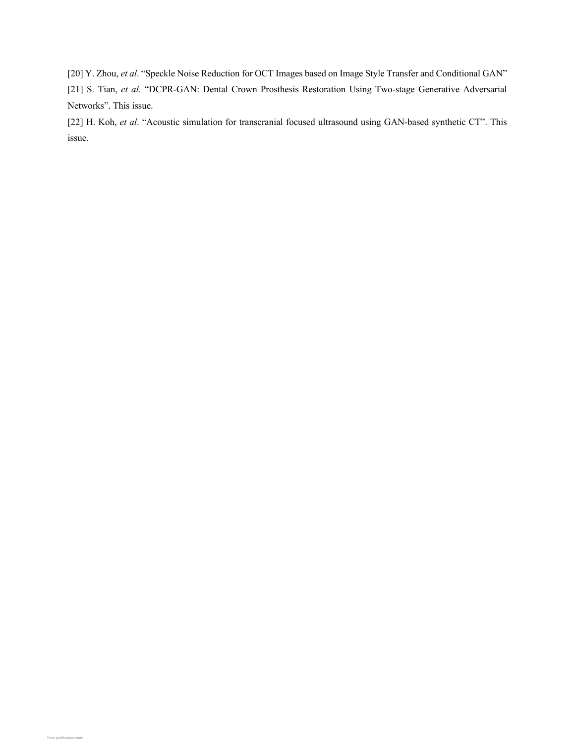[20] Y. Zhou, *et al*. "Speckle Noise Reduction for OCT Images based on Image Style Transfer and Conditional GAN"

[21] S. Tian, *et al.* "DCPR-GAN: Dental Crown Prosthesis Restoration Using Two-stage Generative Adversarial Networks". This issue.

[22] H. Koh, *et al*. "Acoustic simulation for transcranial focused ultrasound using GAN-based synthetic CT". This issue.